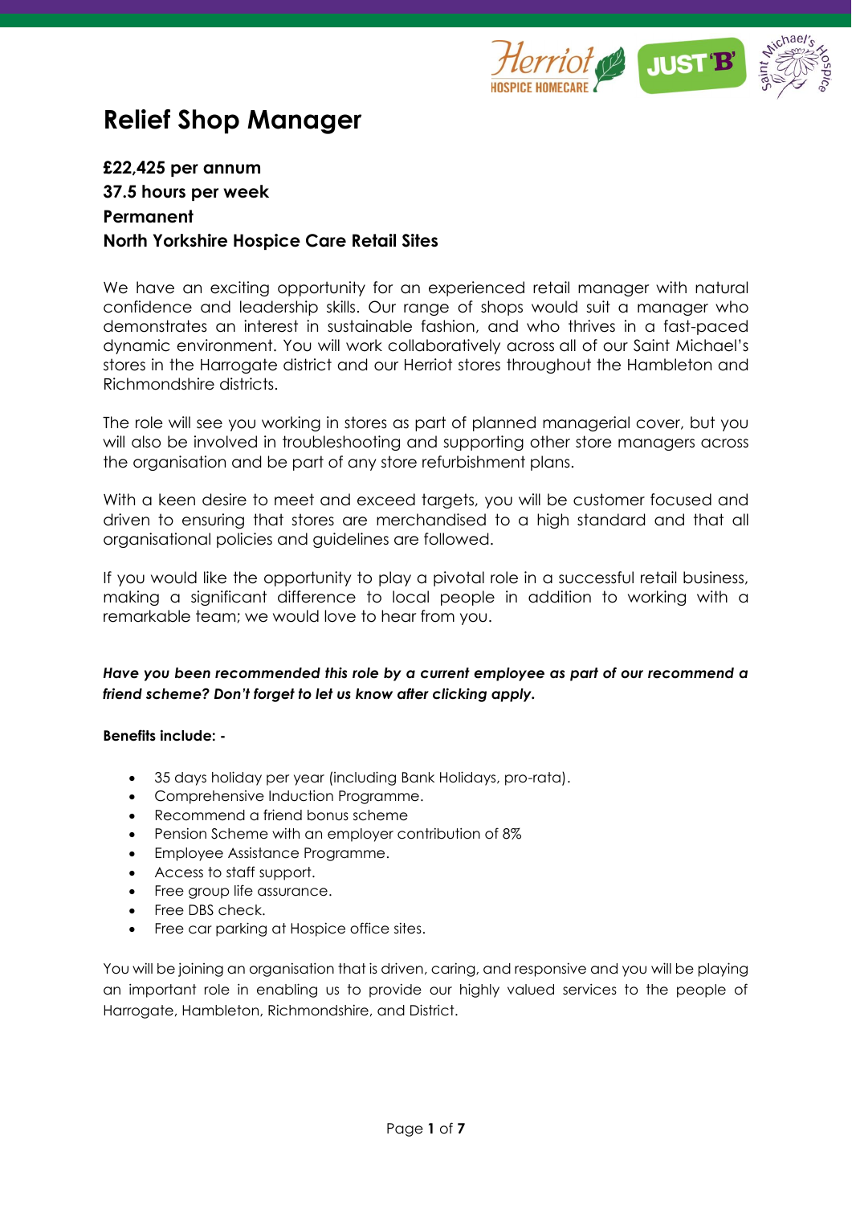# Relief Shop Manager

**£22,425 per annum**
**37.5 hours per week**
**Permanent**
**North Yorkshire Hospice Care Retail Sites**

We have an exciting opportunity for an experienced retail manager with natural confidence and leadership skills. Our range of shops would suit a manager who demonstrates an interest in sustainable fashion, and who thrives in a fast-paced dynamic environment. You will work collaboratively across all of our Saint Michael's stores in the Harrogate district and our Herriot stores throughout the Hambleton and Richmondshire districts.

The role will see you working in stores as part of planned managerial cover, but you will also be involved in troubleshooting and supporting other store managers across the organisation and be part of any store refurbishment plans.

With a keen desire to meet and exceed targets, you will be customer focused and driven to ensuring that stores are merchandised to a high standard and that all organisational policies and guidelines are followed.

If you would like the opportunity to play a pivotal role in a successful retail business, making a significant difference to local people in addition to working with a remarkable team; we would love to hear from you.

***Have you been recommended this role by a current employee as part of our recommend a friend scheme? Don't forget to let us know after clicking apply.***

**Benefits include: -**

- 35 days holiday per year (including Bank Holidays, pro-rata).
- Comprehensive Induction Programme.
- Recommend a friend bonus scheme
- Pension Scheme with an employer contribution of 8%
- Employee Assistance Programme.
- Access to staff support.
- Free group life assurance.
- Free DBS check.
- Free car parking at Hospice office sites.

You will be joining an organisation that is driven, caring, and responsive and you will be playing an important role in enabling us to provide our highly valued services to the people of Harrogate, Hambleton, Richmondshire, and District.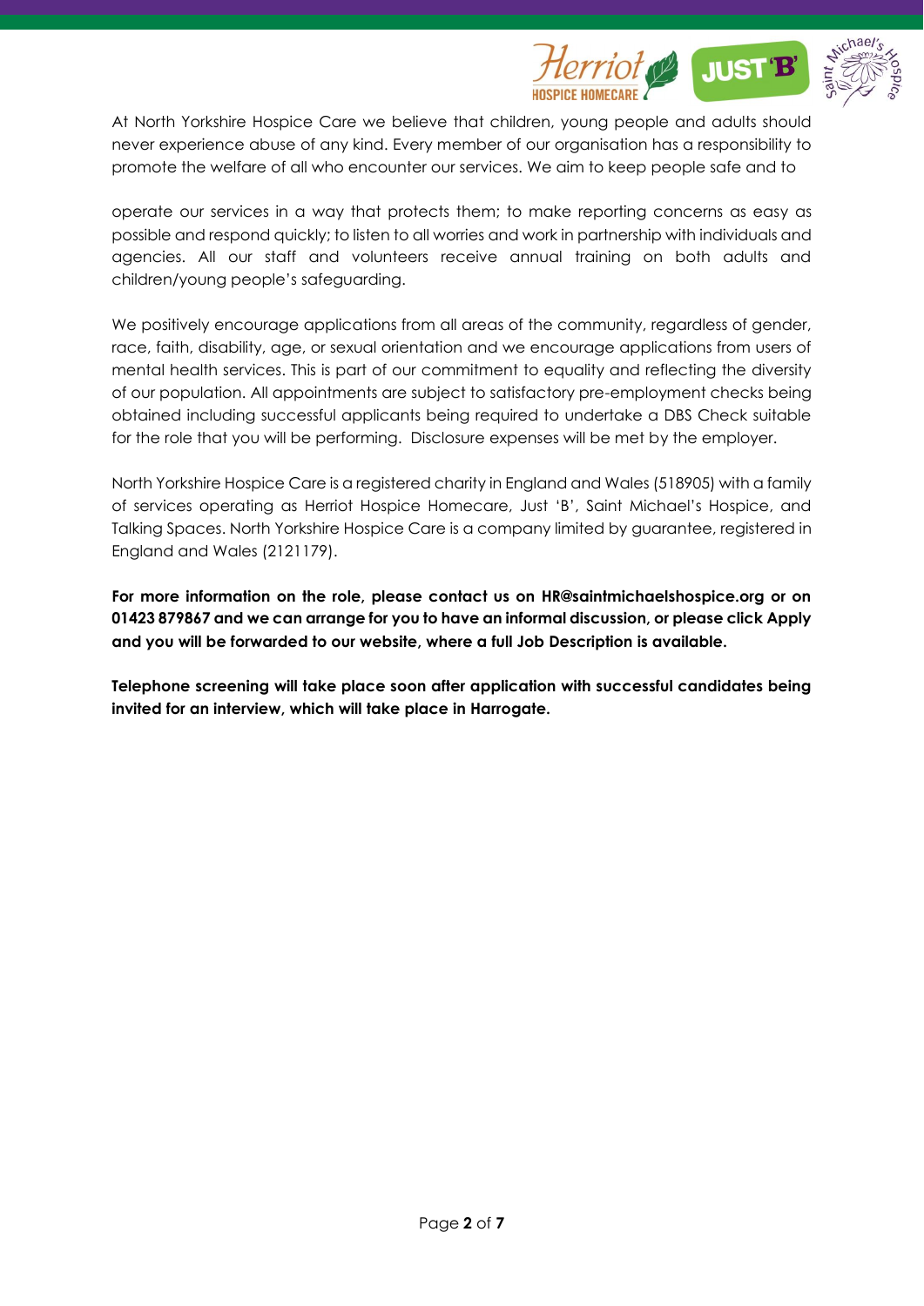At North Yorkshire Hospice Care we believe that children, young people and adults should never experience abuse of any kind. Every member of our organisation has a responsibility to promote the welfare of all who encounter our services. We aim to keep people safe and to

operate our services in a way that protects them; to make reporting concerns as easy as possible and respond quickly; to listen to all worries and work in partnership with individuals and agencies. All our staff and volunteers receive annual training on both adults and children/young people's safeguarding.

We positively encourage applications from all areas of the community, regardless of gender, race, faith, disability, age, or sexual orientation and we encourage applications from users of mental health services. This is part of our commitment to equality and reflecting the diversity of our population. All appointments are subject to satisfactory pre-employment checks being obtained including successful applicants being required to undertake a DBS Check suitable for the role that you will be performing. Disclosure expenses will be met by the employer.

North Yorkshire Hospice Care is a registered charity in England and Wales (518905) with a family of services operating as Herriot Hospice Homecare, Just 'B', Saint Michael's Hospice, and Talking Spaces. North Yorkshire Hospice Care is a company limited by guarantee, registered in England and Wales (2121179).

**For more information on the role, please contact us on HR@saintmichaelshospice.org or on 01423 879867 and we can arrange for you to have an informal discussion, or please click Apply and you will be forwarded to our website, where a full Job Description is available.**

**Telephone screening will take place soon after application with successful candidates being invited for an interview, which will take place in Harrogate.**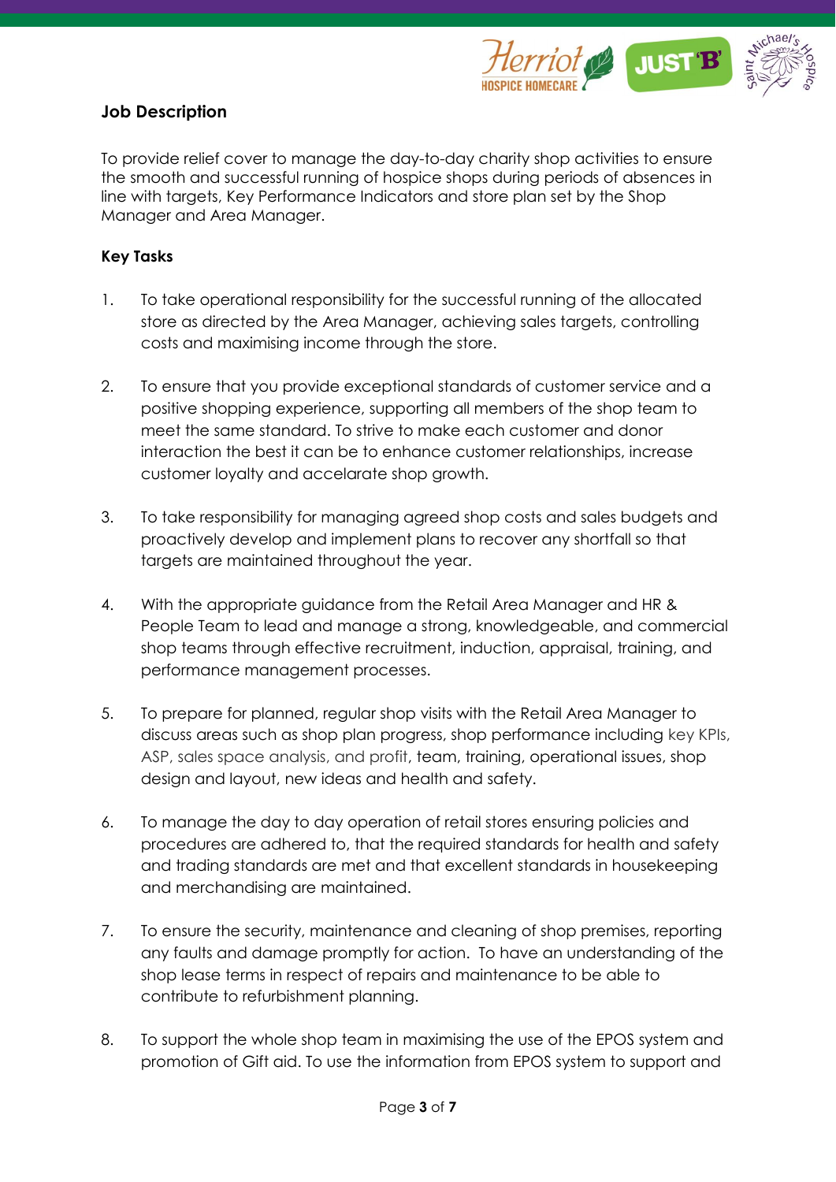**Job Description**

To provide relief cover to manage the day-to-day charity shop activities to ensure the smooth and successful running of hospice shops during periods of absences in line with targets, Key Performance Indicators and store plan set by the Shop Manager and Area Manager.

**Key Tasks**

1. To take operational responsibility for the successful running of the allocated store as directed by the Area Manager, achieving sales targets, controlling costs and maximising income through the store.

2. To ensure that you provide exceptional standards of customer service and a positive shopping experience, supporting all members of the shop team to meet the same standard. To strive to make each customer and donor interaction the best it can be to enhance customer relationships, increase customer loyalty and accelarate shop growth.

3. To take responsibility for managing agreed shop costs and sales budgets and proactively develop and implement plans to recover any shortfall so that targets are maintained throughout the year.

4. With the appropriate guidance from the Retail Area Manager and HR & People Team to lead and manage a strong, knowledgeable, and commercial shop teams through effective recruitment, induction, appraisal, training, and performance management processes.

5. To prepare for planned, regular shop visits with the Retail Area Manager to discuss areas such as shop plan progress, shop performance including key KPIs, ASP, sales space analysis, and profit, team, training, operational issues, shop design and layout, new ideas and health and safety.

6. To manage the day to day operation of retail stores ensuring policies and procedures are adhered to, that the required standards for health and safety and trading standards are met and that excellent standards in housekeeping and merchandising are maintained.

7. To ensure the security, maintenance and cleaning of shop premises, reporting any faults and damage promptly for action. To have an understanding of the shop lease terms in respect of repairs and maintenance to be able to contribute to refurbishment planning.

8. To support the whole shop team in maximising the use of the EPOS system and promotion of Gift aid. To use the information from EPOS system to support and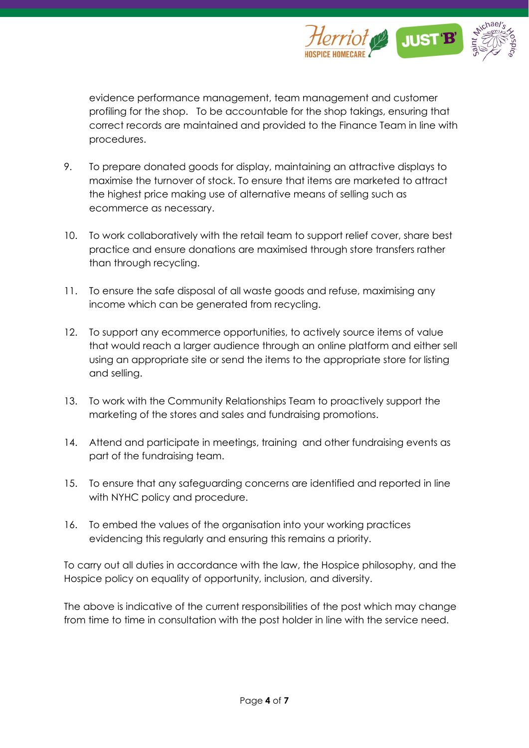evidence performance management, team management and customer profiling for the shop. To be accountable for the shop takings, ensuring that correct records are maintained and provided to the Finance Team in line with procedures.

9. To prepare donated goods for display, maintaining an attractive displays to maximise the turnover of stock. To ensure that items are marketed to attract the highest price making use of alternative means of selling such as ecommerce as necessary.

10. To work collaboratively with the retail team to support relief cover, share best practice and ensure donations are maximised through store transfers rather than through recycling.

11. To ensure the safe disposal of all waste goods and refuse, maximising any income which can be generated from recycling.

12. To support any ecommerce opportunities, to actively source items of value that would reach a larger audience through an online platform and either sell using an appropriate site or send the items to the appropriate store for listing and selling.

13. To work with the Community Relationships Team to proactively support the marketing of the stores and sales and fundraising promotions.

14. Attend and participate in meetings, training and other fundraising events as part of the fundraising team.

15. To ensure that any safeguarding concerns are identified and reported in line with NYHC policy and procedure.

16. To embed the values of the organisation into your working practices evidencing this regularly and ensuring this remains a priority.

To carry out all duties in accordance with the law, the Hospice philosophy, and the Hospice policy on equality of opportunity, inclusion, and diversity.

The above is indicative of the current responsibilities of the post which may change from time to time in consultation with the post holder in line with the service need.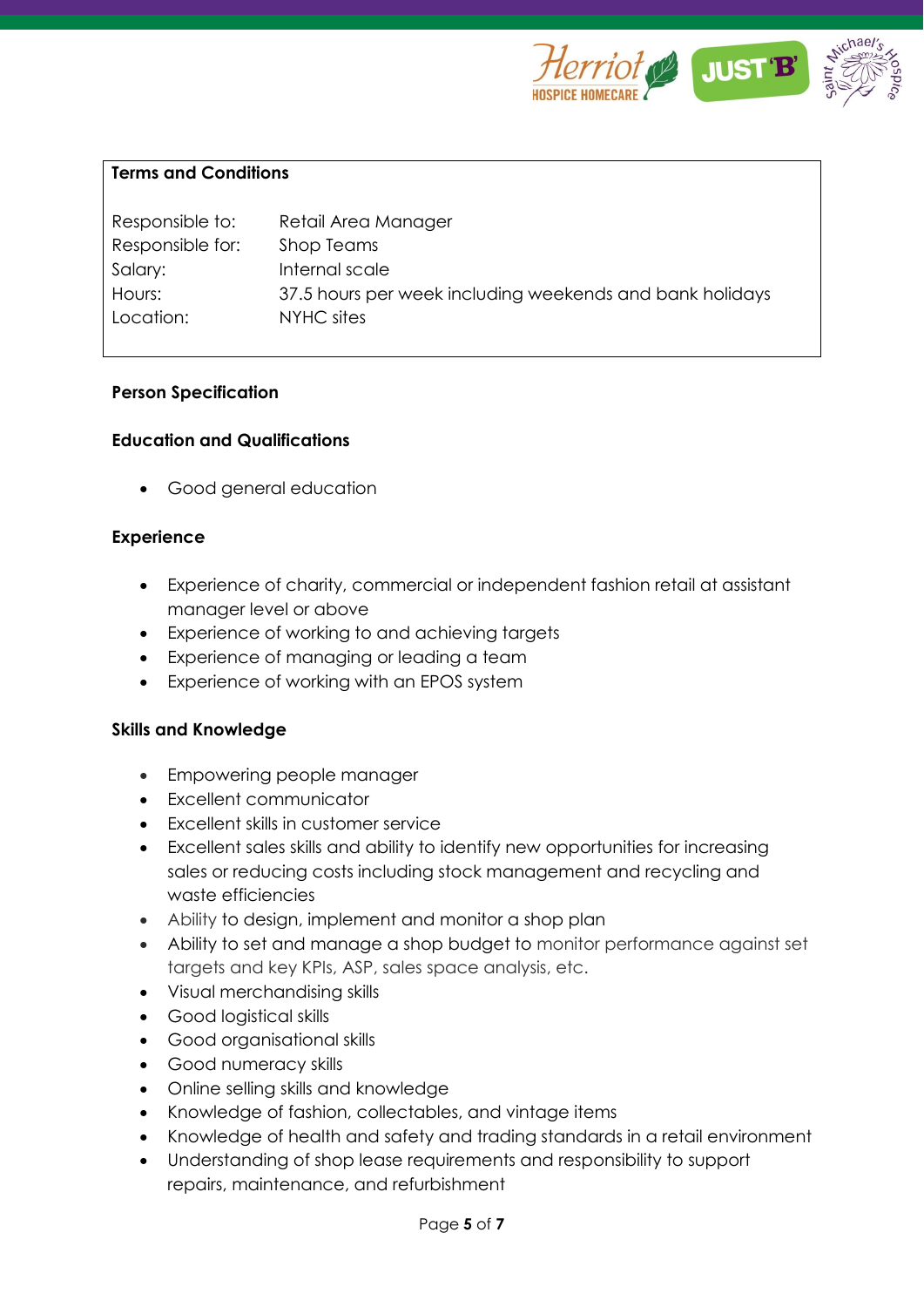**Terms and Conditions**

| | |
|---|---|
| Responsible to: | Retail Area Manager |
| Responsible for: | Shop Teams |
| Salary: | Internal scale |
| Hours: | 37.5 hours per week including weekends and bank holidays |
| Location: | NYHC sites |

**Person Specification**

**Education and Qualifications**

- Good general education

**Experience**

- Experience of charity, commercial or independent fashion retail at assistant manager level or above
- Experience of working to and achieving targets
- Experience of managing or leading a team
- Experience of working with an EPOS system

**Skills and Knowledge**

- Empowering people manager
- Excellent communicator
- Excellent skills in customer service
- Excellent sales skills and ability to identify new opportunities for increasing sales or reducing costs including stock management and recycling and waste efficiencies
- Ability to design, implement and monitor a shop plan
- Ability to set and manage a shop budget to monitor performance against set targets and key KPIs, ASP, sales space analysis, etc.
- Visual merchandising skills
- Good logistical skills
- Good organisational skills
- Good numeracy skills
- Online selling skills and knowledge
- Knowledge of fashion, collectables, and vintage items
- Knowledge of health and safety and trading standards in a retail environment
- Understanding of shop lease requirements and responsibility to support repairs, maintenance, and refurbishment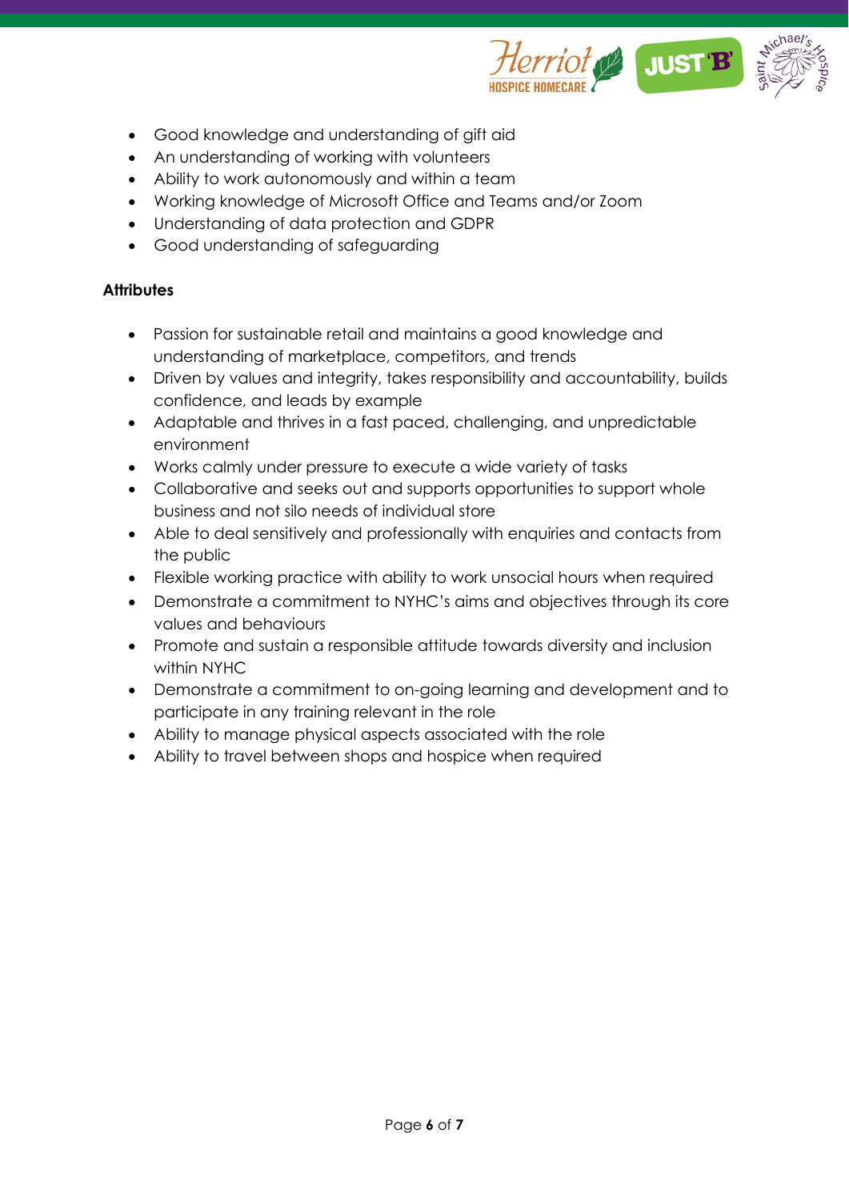- Good knowledge and understanding of gift aid
- An understanding of working with volunteers
- Ability to work autonomously and within a team
- Working knowledge of Microsoft Office and Teams and/or Zoom
- Understanding of data protection and GDPR
- Good understanding of safeguarding

**Attributes**

- Passion for sustainable retail and maintains a good knowledge and understanding of marketplace, competitors, and trends
- Driven by values and integrity, takes responsibility and accountability, builds confidence, and leads by example
- Adaptable and thrives in a fast paced, challenging, and unpredictable environment
- Works calmly under pressure to execute a wide variety of tasks
- Collaborative and seeks out and supports opportunities to support whole business and not silo needs of individual store
- Able to deal sensitively and professionally with enquiries and contacts from the public
- Flexible working practice with ability to work unsocial hours when required
- Demonstrate a commitment to NYHC's aims and objectives through its core values and behaviours
- Promote and sustain a responsible attitude towards diversity and inclusion within NYHC
- Demonstrate a commitment to on-going learning and development and to participate in any training relevant in the role
- Ability to manage physical aspects associated with the role
- Ability to travel between shops and hospice when required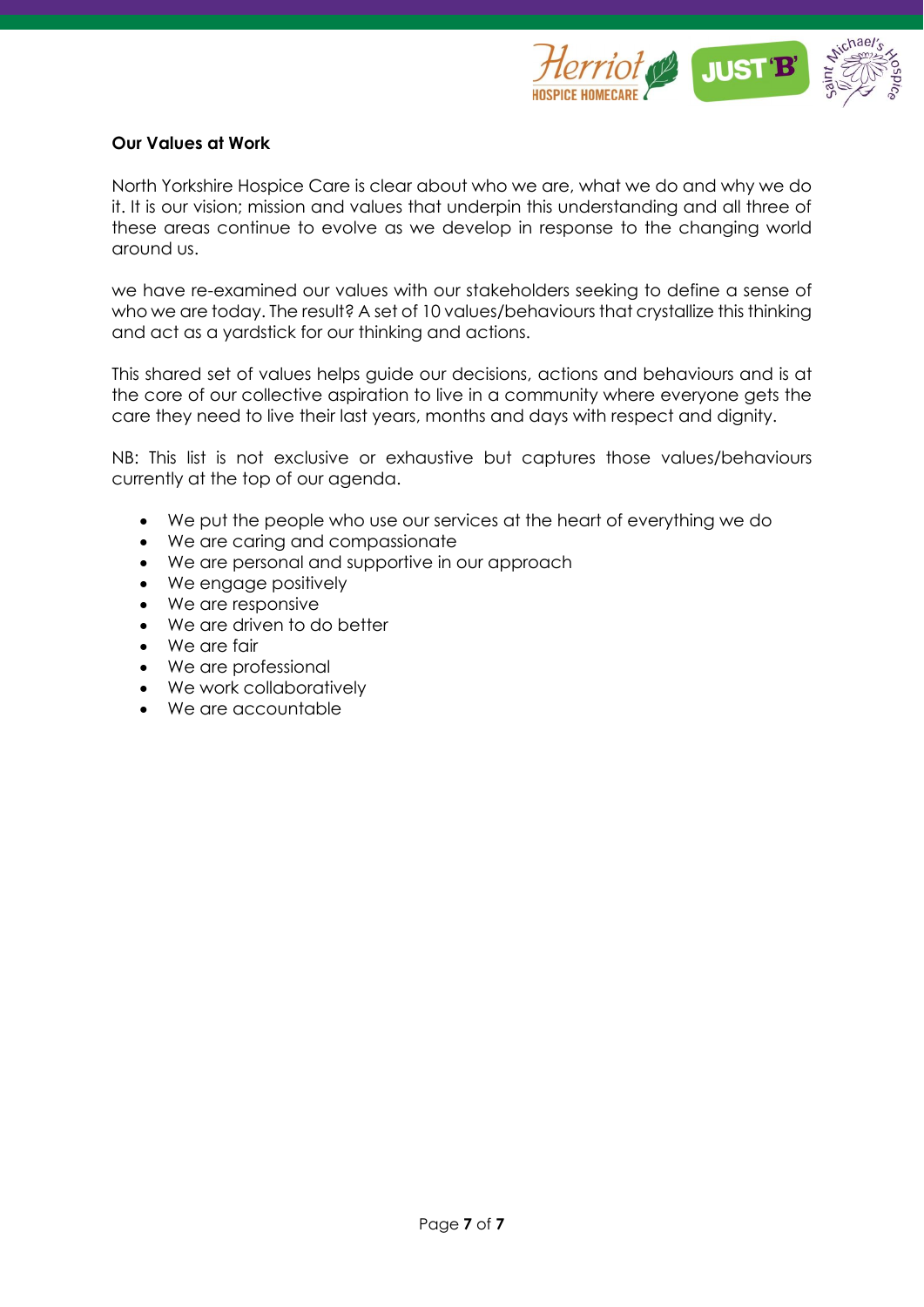**Our Values at Work**

North Yorkshire Hospice Care is clear about who we are, what we do and why we do it. It is our vision; mission and values that underpin this understanding and all three of these areas continue to evolve as we develop in response to the changing world around us.

we have re-examined our values with our stakeholders seeking to define a sense of who we are today. The result? A set of 10 values/behaviours that crystallize this thinking and act as a yardstick for our thinking and actions.

This shared set of values helps guide our decisions, actions and behaviours and is at the core of our collective aspiration to live in a community where everyone gets the care they need to live their last years, months and days with respect and dignity.

NB: This list is not exclusive or exhaustive but captures those values/behaviours currently at the top of our agenda.

- We put the people who use our services at the heart of everything we do
- We are caring and compassionate
- We are personal and supportive in our approach
- We engage positively
- We are responsive
- We are driven to do better
- We are fair
- We are professional
- We work collaboratively
- We are accountable